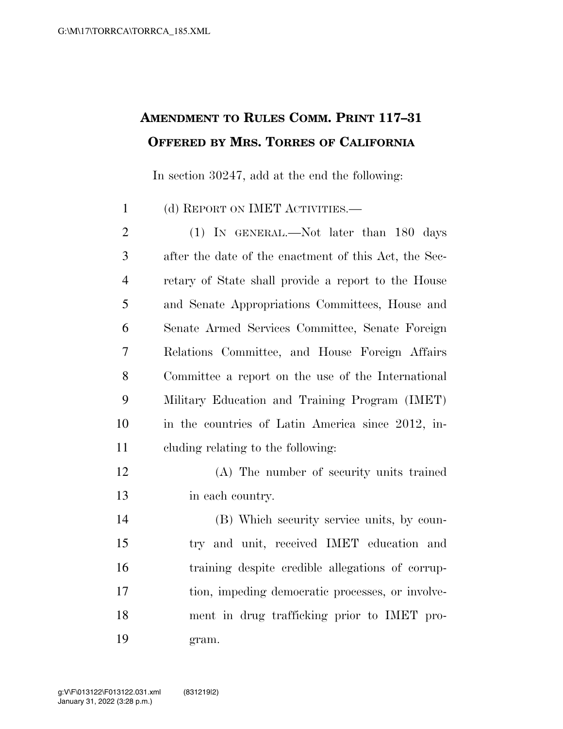**AMENDMENT TO RULES COMM. PRINT 117–31**
**OFFERED BY MRS. TORRES OF CALIFORNIA**

In section 30247, add at the end the following:

(d) REPORT ON IMET ACTIVITIES.—

(1) IN GENERAL.—Not later than 180 days after the date of the enactment of this Act, the Secretary of State shall provide a report to the House and Senate Appropriations Committees, House and Senate Armed Services Committee, Senate Foreign Relations Committee, and House Foreign Affairs Committee a report on the use of the International Military Education and Training Program (IMET) in the countries of Latin America since 2012, including relating to the following:

(A) The number of security units trained in each country.

(B) Which security service units, by country and unit, received IMET education and training despite credible allegations of corruption, impeding democratic processes, or involvement in drug trafficking prior to IMET program.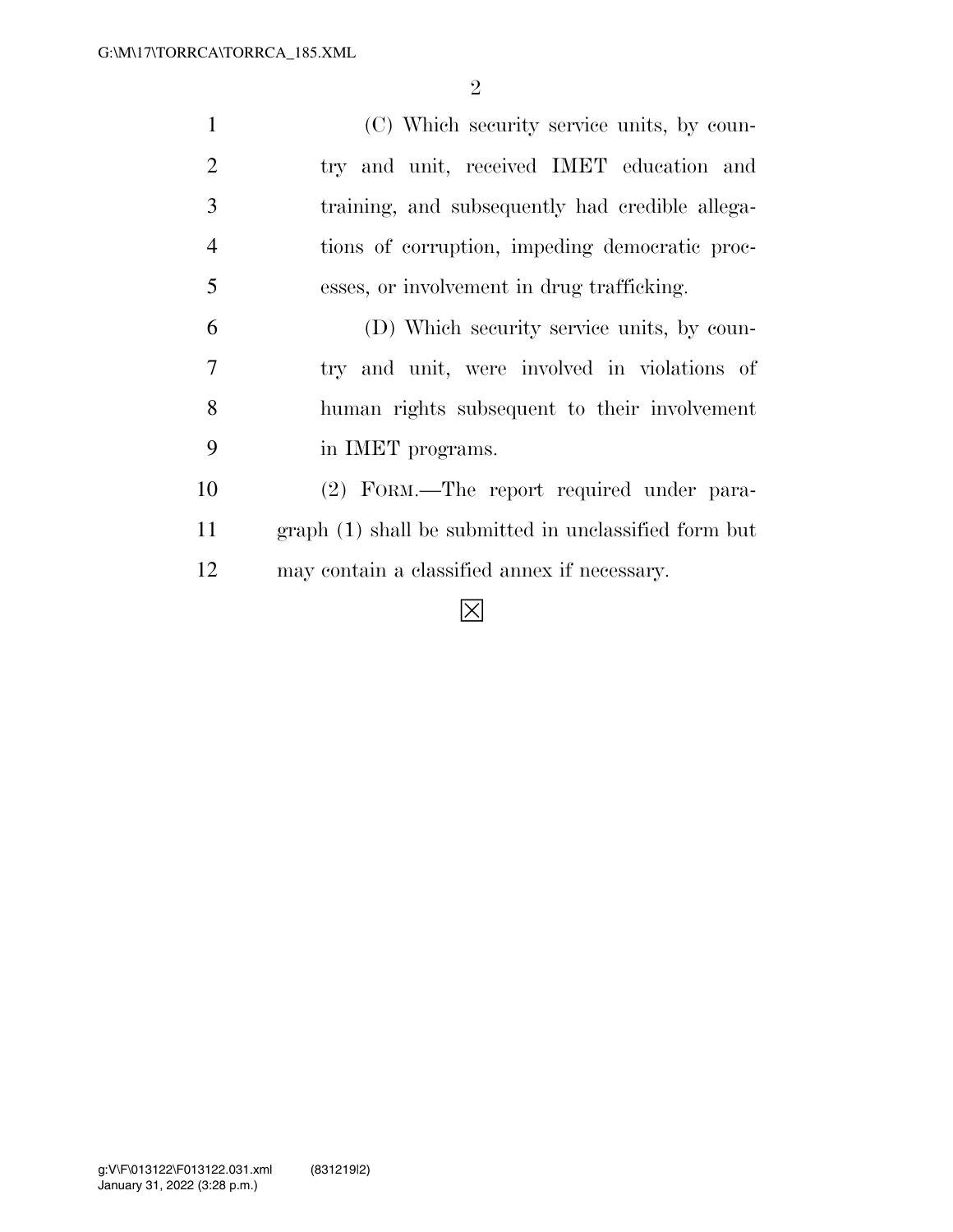(C) Which security service units, by country and unit, received IMET education and training, and subsequently had credible allegations of corruption, impeding democratic processes, or involvement in drug trafficking.

(D) Which security service units, by country and unit, were involved in violations of human rights subsequent to their involvement in IMET programs.

(2) FORM.—The report required under paragraph (1) shall be submitted in unclassified form but may contain a classified annex if necessary.

☒